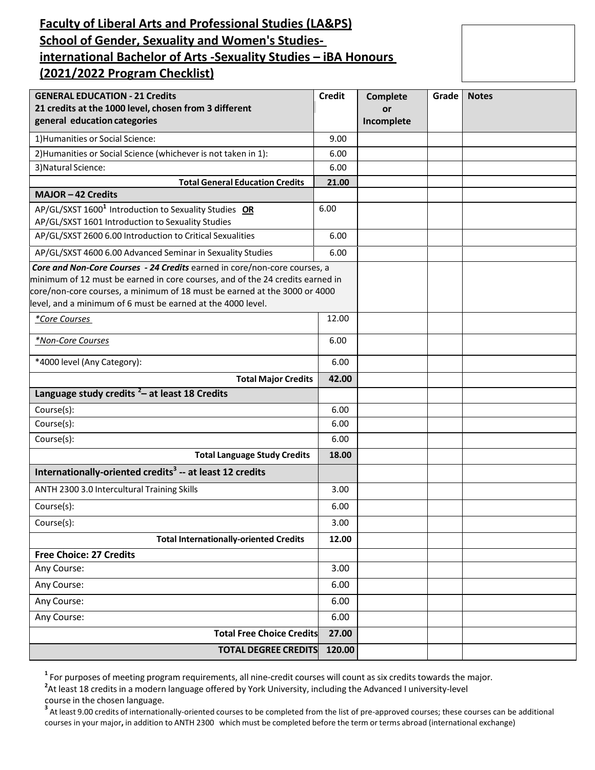# Faculty of Liberal Arts and Professional Studies (LA&PS)
# School of Gender, Sexuality and Women's Studies-
# international Bachelor of Arts -Sexuality Studies – iBA Honours
# (2021/2022 Program Checklist)

| GENERAL EDUCATION - 21 Credits<br>21 credits at the 1000 level, chosen from 3 different general education categories | Credit | Complete or Incomplete | Grade | Notes |
|---|---|---|---|---|
| 1)Humanities or Social Science: | 9.00 | | | |
| 2)Humanities or Social Science (whichever is not taken in 1): | 6.00 | | | |
| 3)Natural Science: | 6.00 | | | |
| **Total General Education Credits** | **21.00** | | | |
| **MAJOR – 42 Credits** | | | | |
| AP/GL/SXST 1600[1] Introduction to Sexuality Studies **OR** AP/GL/SXST 1601 Introduction to Sexuality Studies | 6.00 | | | |
| AP/GL/SXST 2600 6.00 Introduction to Critical Sexualities | 6.00 | | | |
| AP/GL/SXST 4600 6.00 Advanced Seminar in Sexuality Studies | 6.00 | | | |
| ***Core and Non-Core Courses - 24 Credits*** earned in core/non-core courses, a minimum of 12 must be earned in core courses, and of the 24 credits earned in core/non-core courses, a minimum of 18 must be earned at the 3000 or 4000 level, and a minimum of 6 must be earned at the 4000 level. | | | | |
| *\*Core Courses* | 12.00 | | | |
| *\*Non-Core Courses* | 6.00 | | | |
| *4000 level (Any Category): | 6.00 | | | |
| **Total Major Credits** | **42.00** | | | |
| **Language study credits [2]– at least 18 Credits** | | | | |
| Course(s): | 6.00 | | | |
| Course(s): | 6.00 | | | |
| Course(s): | 6.00 | | | |
| **Total Language Study Credits** | **18.00** | | | |
| **Internationally-oriented credits[3] -- at least 12 credits** | | | | |
| ANTH 2300 3.0 Intercultural Training Skills | 3.00 | | | |
| Course(s): | 6.00 | | | |
| Course(s): | 3.00 | | | |
| **Total Internationally-oriented Credits** | **12.00** | | | |
| **Free Choice: 27 Credits** | | | | |
| Any Course: | 3.00 | | | |
| Any Course: | 6.00 | | | |
| Any Course: | 6.00 | | | |
| Any Course: | 6.00 | | | |
| **Total Free Choice Credits** | **27.00** | | | |
| **TOTAL DEGREE CREDITS** | **120.00** | | | |

[1] For purposes of meeting program requirements, all nine-credit courses will count as six credits towards the major.

[2] At least 18 credits in a modern language offered by York University, including the Advanced I university-level course in the chosen language.

[3] At least 9.00 credits of internationally-oriented courses to be completed from the list of pre-approved courses; these courses can be additional courses in your major, in addition to ANTH 2300 which must be completed before the term or terms abroad (international exchange)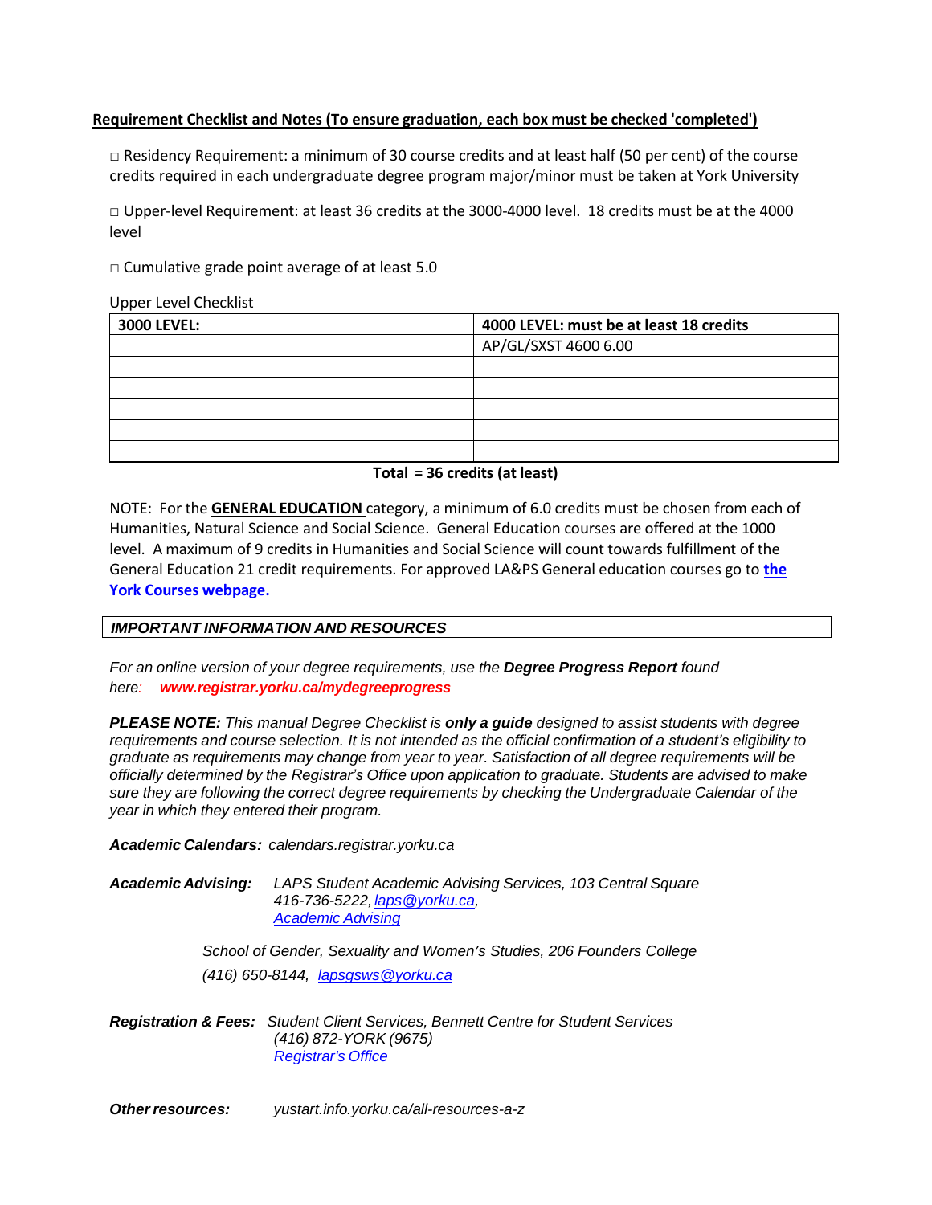**Requirement Checklist and Notes (To ensure graduation, each box must be checked 'completed')**

□ Residency Requirement: a minimum of 30 course credits and at least half (50 per cent) of the course credits required in each undergraduate degree program major/minor must be taken at York University

□ Upper-level Requirement: at least 36 credits at the 3000-4000 level. 18 credits must be at the 4000 level

□ Cumulative grade point average of at least 5.0

Upper Level Checklist

| 3000 LEVEL: | 4000 LEVEL: must be at least 18 credits |
|---|---|
| | AP/GL/SXST 4600 6.00 |
| | |
| | |
| | |
| | |
| | |

**Total = 36 credits (at least)**

NOTE: For the **GENERAL EDUCATION** category, a minimum of 6.0 credits must be chosen from each of Humanities, Natural Science and Social Science. General Education courses are offered at the 1000 level. A maximum of 9 credits in Humanities and Social Science will count towards fulfillment of the General Education 21 credit requirements. For approved LA&PS General education courses go to **the York Courses webpage.**

***IMPORTANT INFORMATION AND RESOURCES***

*For an online version of your degree requirements, use the **Degree Progress Report** found here:* ***www.registrar.yorku.ca/mydegreeprogress***

***PLEASE NOTE:*** *This manual Degree Checklist is **only a guide** designed to assist students with degree requirements and course selection. It is not intended as the official confirmation of a student's eligibility to graduate as requirements may change from year to year. Satisfaction of all degree requirements will be officially determined by the Registrar's Office upon application to graduate. Students are advised to make sure they are following the correct degree requirements by checking the Undergraduate Calendar of the year in which they entered their program.*

***Academic Calendars:*** *calendars.registrar.yorku.ca*

***Academic Advising:*** *LAPS Student Academic Advising Services, 103 Central Square*
*416-736-5222, laps@yorku.ca,*
*Academic Advising*

*School of Gender, Sexuality and Women's Studies, 206 Founders College*
*(416) 650-8144, lapsgsws@yorku.ca*

***Registration & Fees:*** *Student Client Services, Bennett Centre for Student Services*
*(416) 872-YORK (9675)*
*Registrar's Office*

***Other resources:*** *yustart.info.yorku.ca/all-resources-a-z*